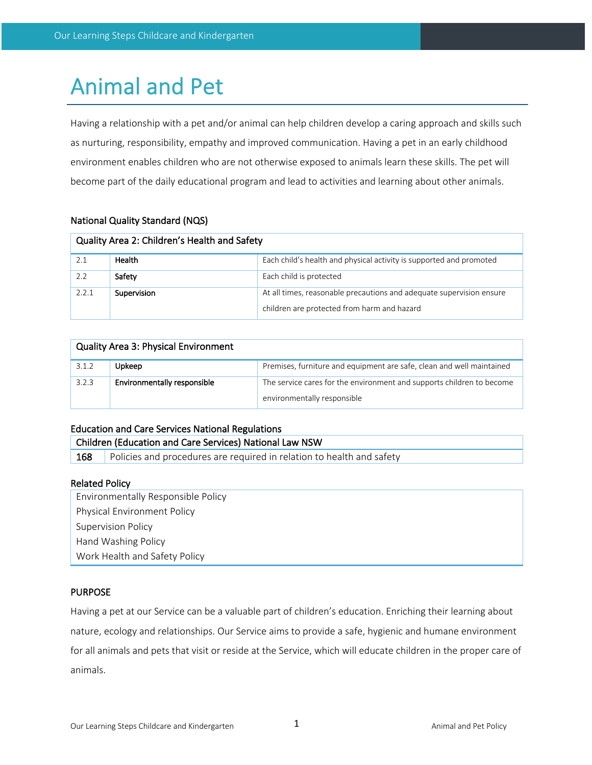# Animal and Pet

Having a relationship with a pet and/or animal can help children develop a caring approach and skills such as nurturing, responsibility, empathy and improved communication. Having a pet in an early childhood environment enables children who are not otherwise exposed to animals learn these skills. The pet will become part of the daily educational program and lead to activities and learning about other animals.

## National Quality Standard (NQS)

| Quality Area 2: Children's Health and Safety | | |
|---|---|---|
| 2.1 | **Health** | Each child's health and physical activity is supported and promoted |
| 2.2 | **Safety** | Each child is protected |
| 2.2.1 | **Supervision** | At all times, reasonable precautions and adequate supervision ensure children are protected from harm and hazard |

| Quality Area 3: Physical Environment | | |
|---|---|---|
| 3.1.2 | **Upkeep** | Premises, furniture and equipment are safe, clean and well maintained |
| 3.2.3 | **Environmentally responsible** | The service cares for the environment and supports children to become environmentally responsible |

## Education and Care Services National Regulations

| Children (Education and Care Services) National Law NSW | |
|---|---|
| 168 | Policies and procedures are required in relation to health and safety |

## Related Policy

Environmentally Responsible Policy
Physical Environment Policy
Supervision Policy
Hand Washing Policy
Work Health and Safety Policy

## PURPOSE

Having a pet at our Service can be a valuable part of children's education. Enriching their learning about nature, ecology and relationships. Our Service aims to provide a safe, hygienic and humane environment for all animals and pets that visit or reside at the Service, which will educate children in the proper care of animals.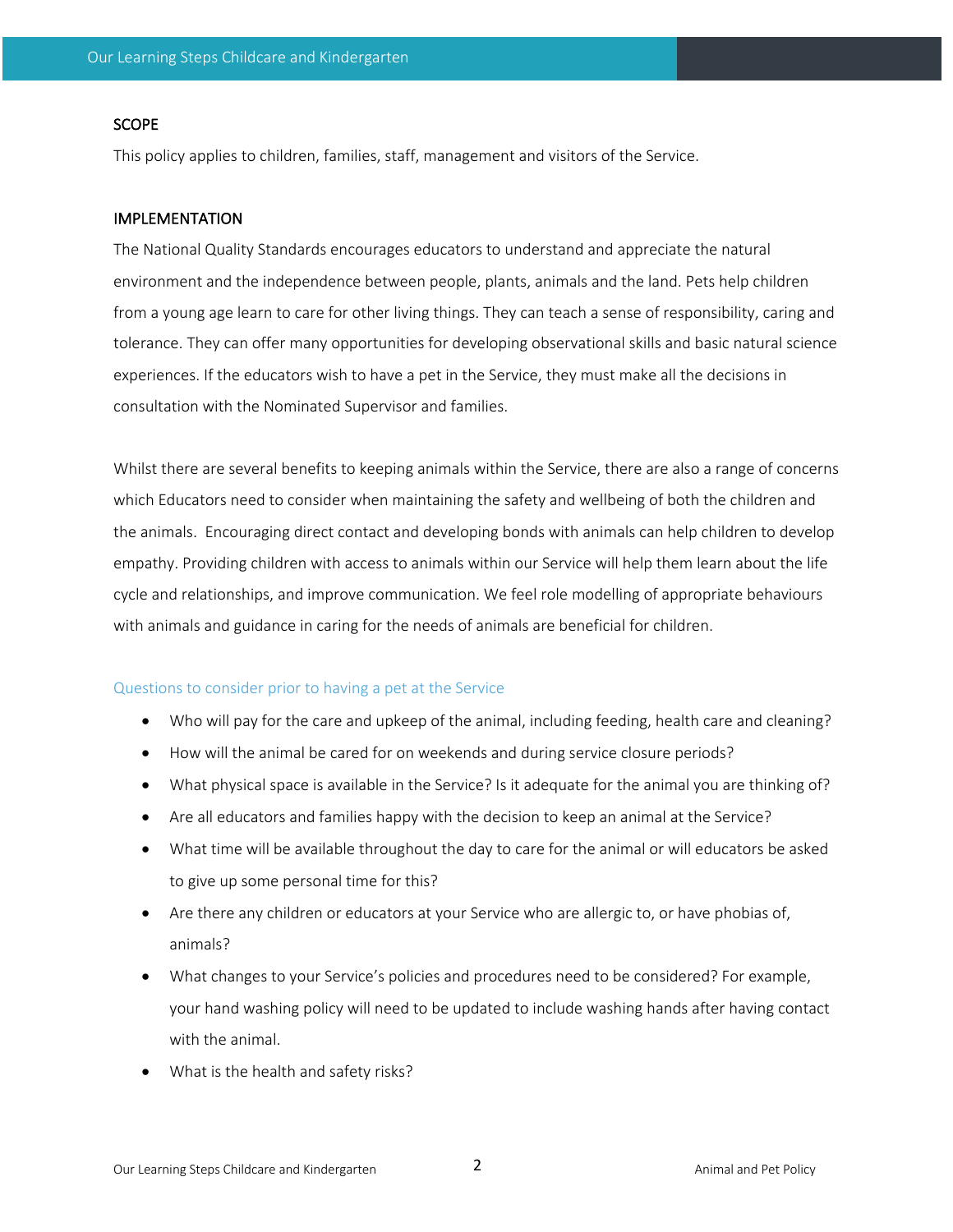## SCOPE

This policy applies to children, families, staff, management and visitors of the Service.

## IMPLEMENTATION

The National Quality Standards encourages educators to understand and appreciate the natural environment and the independence between people, plants, animals and the land. Pets help children from a young age learn to care for other living things. They can teach a sense of responsibility, caring and tolerance. They can offer many opportunities for developing observational skills and basic natural science experiences. If the educators wish to have a pet in the Service, they must make all the decisions in consultation with the Nominated Supervisor and families.

Whilst there are several benefits to keeping animals within the Service, there are also a range of concerns which Educators need to consider when maintaining the safety and wellbeing of both the children and the animals. Encouraging direct contact and developing bonds with animals can help children to develop empathy. Providing children with access to animals within our Service will help them learn about the life cycle and relationships, and improve communication. We feel role modelling of appropriate behaviours with animals and guidance in caring for the needs of animals are beneficial for children.

### Questions to consider prior to having a pet at the Service

- Who will pay for the care and upkeep of the animal, including feeding, health care and cleaning?
- How will the animal be cared for on weekends and during service closure periods?
- What physical space is available in the Service? Is it adequate for the animal you are thinking of?
- Are all educators and families happy with the decision to keep an animal at the Service?
- What time will be available throughout the day to care for the animal or will educators be asked to give up some personal time for this?
- Are there any children or educators at your Service who are allergic to, or have phobias of, animals?
- What changes to your Service's policies and procedures need to be considered? For example, your hand washing policy will need to be updated to include washing hands after having contact with the animal.
- What is the health and safety risks?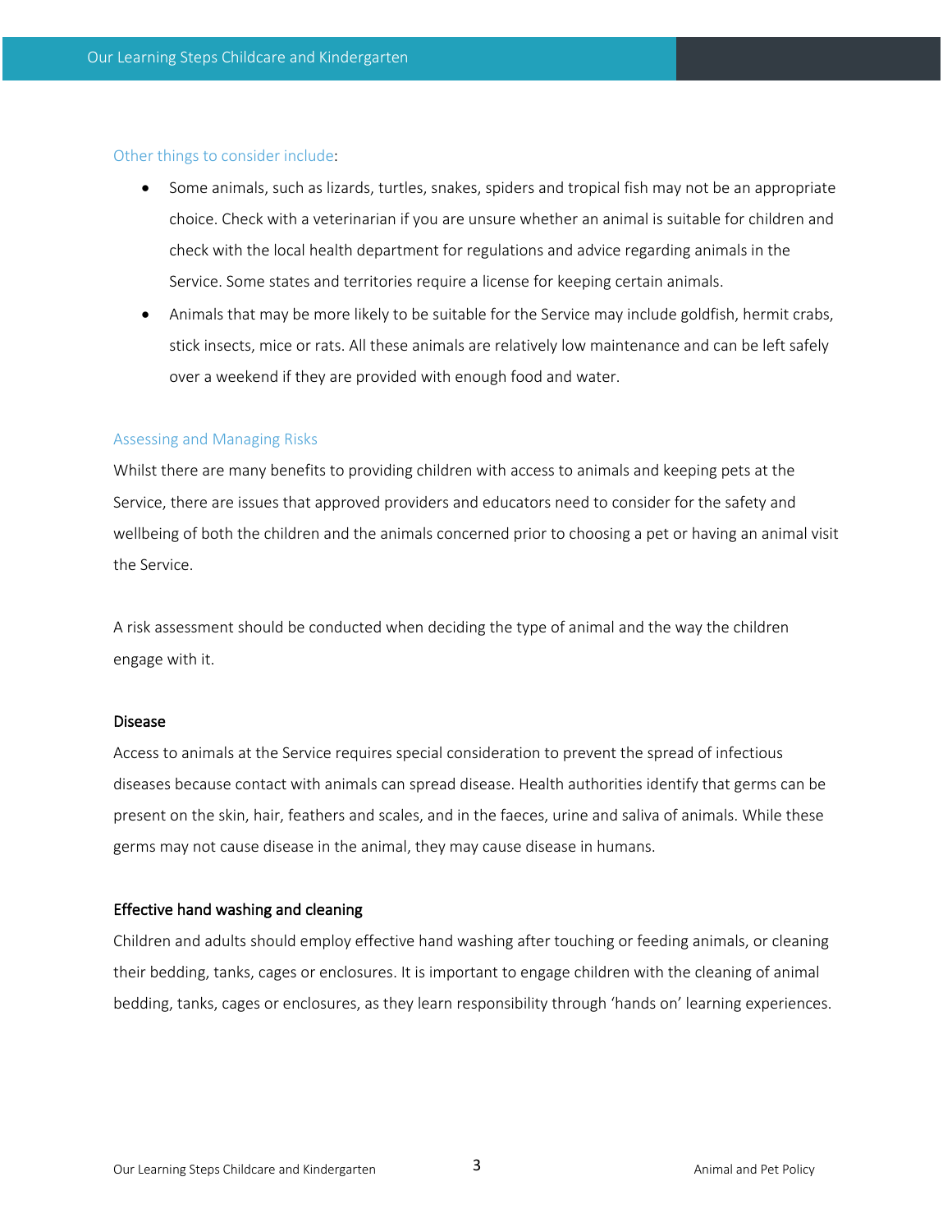### Other things to consider include:

- Some animals, such as lizards, turtles, snakes, spiders and tropical fish may not be an appropriate choice. Check with a veterinarian if you are unsure whether an animal is suitable for children and check with the local health department for regulations and advice regarding animals in the Service. Some states and territories require a license for keeping certain animals.
- Animals that may be more likely to be suitable for the Service may include goldfish, hermit crabs, stick insects, mice or rats. All these animals are relatively low maintenance and can be left safely over a weekend if they are provided with enough food and water.

### Assessing and Managing Risks

Whilst there are many benefits to providing children with access to animals and keeping pets at the Service, there are issues that approved providers and educators need to consider for the safety and wellbeing of both the children and the animals concerned prior to choosing a pet or having an animal visit the Service.

A risk assessment should be conducted when deciding the type of animal and the way the children engage with it.

#### Disease

Access to animals at the Service requires special consideration to prevent the spread of infectious diseases because contact with animals can spread disease. Health authorities identify that germs can be present on the skin, hair, feathers and scales, and in the faeces, urine and saliva of animals. While these germs may not cause disease in the animal, they may cause disease in humans.

#### Effective hand washing and cleaning

Children and adults should employ effective hand washing after touching or feeding animals, or cleaning their bedding, tanks, cages or enclosures. It is important to engage children with the cleaning of animal bedding, tanks, cages or enclosures, as they learn responsibility through 'hands on' learning experiences.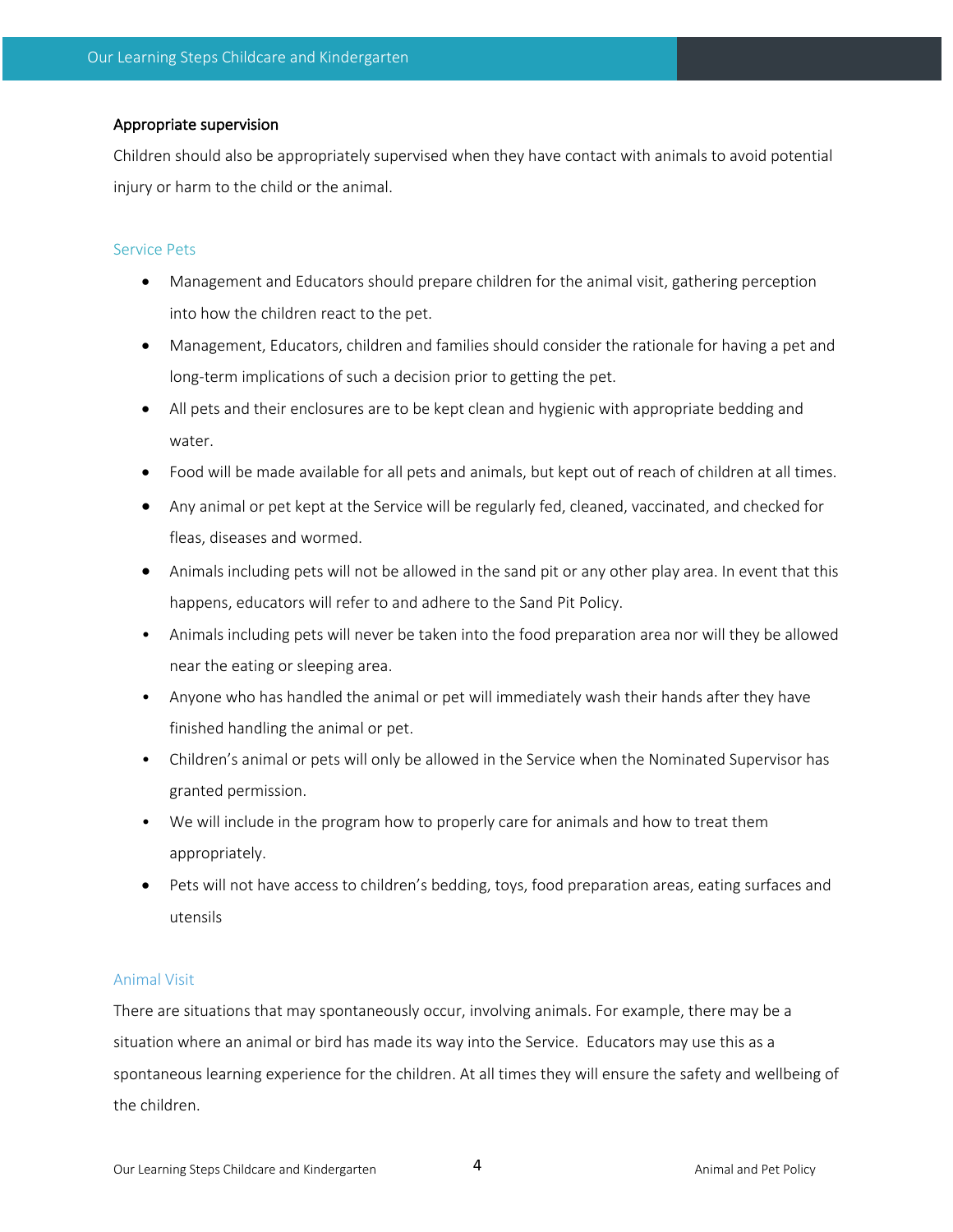**Appropriate supervision**

Children should also be appropriately supervised when they have contact with animals to avoid potential injury or harm to the child or the animal.

## Service Pets

- Management and Educators should prepare children for the animal visit, gathering perception into how the children react to the pet.
- Management, Educators, children and families should consider the rationale for having a pet and long-term implications of such a decision prior to getting the pet.
- All pets and their enclosures are to be kept clean and hygienic with appropriate bedding and water.
- Food will be made available for all pets and animals, but kept out of reach of children at all times.
- Any animal or pet kept at the Service will be regularly fed, cleaned, vaccinated, and checked for fleas, diseases and wormed.
- Animals including pets will not be allowed in the sand pit or any other play area. In event that this happens, educators will refer to and adhere to the Sand Pit Policy.
- Animals including pets will never be taken into the food preparation area nor will they be allowed near the eating or sleeping area.
- Anyone who has handled the animal or pet will immediately wash their hands after they have finished handling the animal or pet.
- Children's animal or pets will only be allowed in the Service when the Nominated Supervisor has granted permission.
- We will include in the program how to properly care for animals and how to treat them appropriately.
- Pets will not have access to children's bedding, toys, food preparation areas, eating surfaces and utensils

## Animal Visit

There are situations that may spontaneously occur, involving animals. For example, there may be a situation where an animal or bird has made its way into the Service. Educators may use this as a spontaneous learning experience for the children. At all times they will ensure the safety and wellbeing of the children.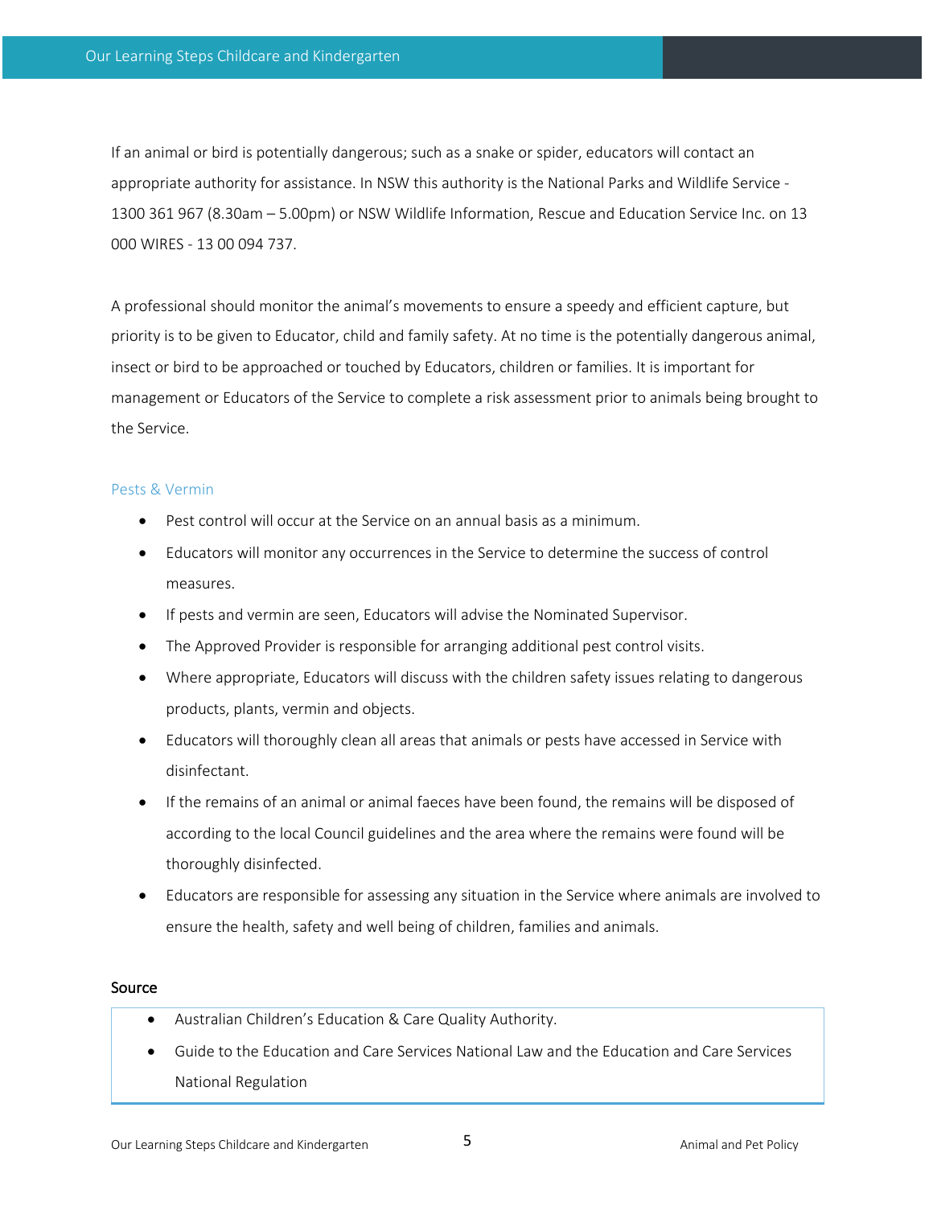If an animal or bird is potentially dangerous; such as a snake or spider, educators will contact an appropriate authority for assistance. In NSW this authority is the National Parks and Wildlife Service - 1300 361 967 (8.30am – 5.00pm) or NSW Wildlife Information, Rescue and Education Service Inc. on 13 000 WIRES - 13 00 094 737.

A professional should monitor the animal's movements to ensure a speedy and efficient capture, but priority is to be given to Educator, child and family safety. At no time is the potentially dangerous animal, insect or bird to be approached or touched by Educators, children or families. It is important for management or Educators of the Service to complete a risk assessment prior to animals being brought to the Service.

### Pests & Vermin

- Pest control will occur at the Service on an annual basis as a minimum.
- Educators will monitor any occurrences in the Service to determine the success of control measures.
- If pests and vermin are seen, Educators will advise the Nominated Supervisor.
- The Approved Provider is responsible for arranging additional pest control visits.
- Where appropriate, Educators will discuss with the children safety issues relating to dangerous products, plants, vermin and objects.
- Educators will thoroughly clean all areas that animals or pests have accessed in Service with disinfectant.
- If the remains of an animal or animal faeces have been found, the remains will be disposed of according to the local Council guidelines and the area where the remains were found will be thoroughly disinfected.
- Educators are responsible for assessing any situation in the Service where animals are involved to ensure the health, safety and well being of children, families and animals.

### Source

- Australian Children's Education & Care Quality Authority.
- Guide to the Education and Care Services National Law and the Education and Care Services National Regulation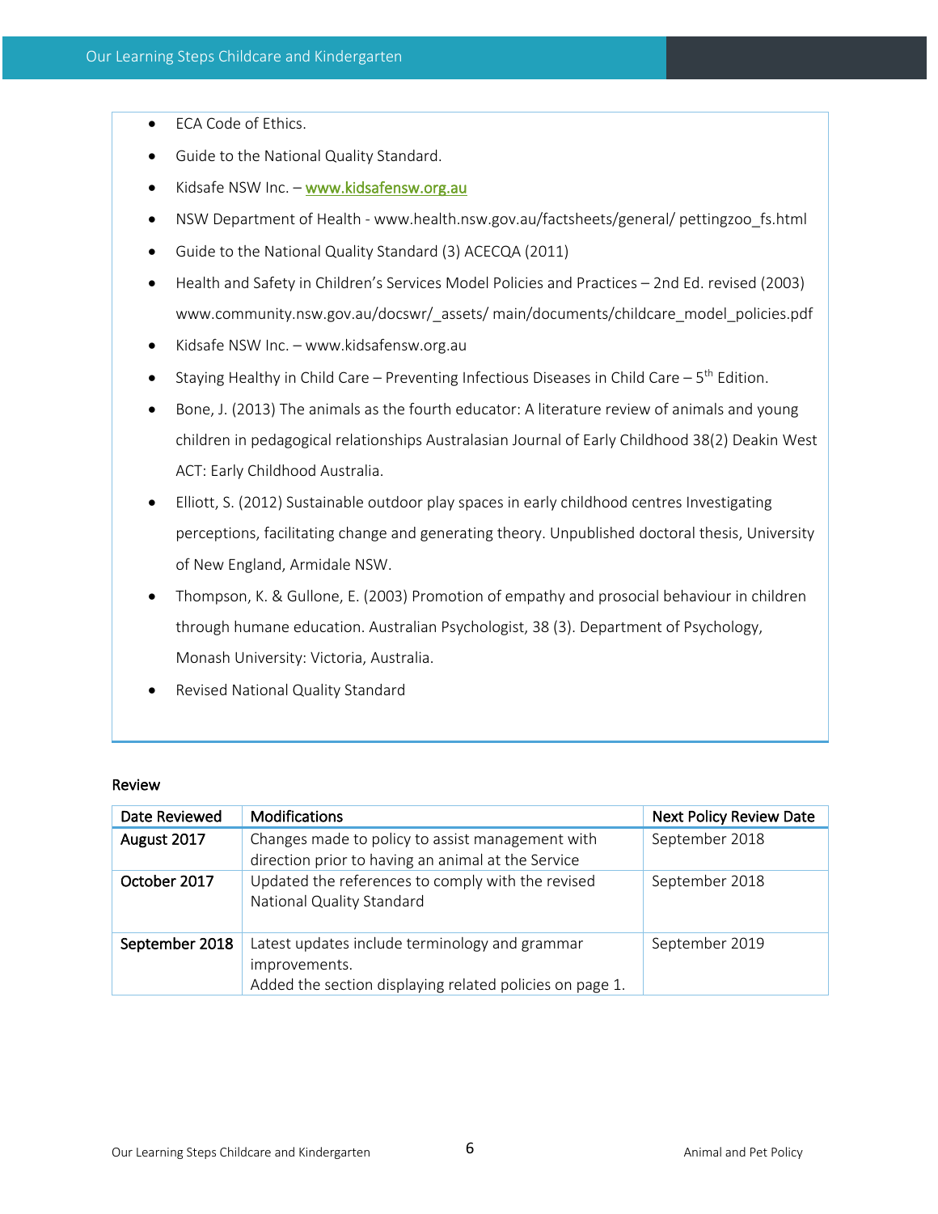- ECA Code of Ethics.
- Guide to the National Quality Standard.
- Kidsafe NSW Inc. – www.kidsafensw.org.au
- NSW Department of Health - www.health.nsw.gov.au/factsheets/general/ pettingzoo_fs.html
- Guide to the National Quality Standard (3) ACECQA (2011)
- Health and Safety in Children's Services Model Policies and Practices – 2nd Ed. revised (2003) www.community.nsw.gov.au/docswr/_assets/ main/documents/childcare_model_policies.pdf
- Kidsafe NSW Inc. – www.kidsafensw.org.au
- Staying Healthy in Child Care – Preventing Infectious Diseases in Child Care – 5th Edition.
- Bone, J. (2013) The animals as the fourth educator: A literature review of animals and young children in pedagogical relationships Australasian Journal of Early Childhood 38(2) Deakin West ACT: Early Childhood Australia.
- Elliott, S. (2012) Sustainable outdoor play spaces in early childhood centres Investigating perceptions, facilitating change and generating theory. Unpublished doctoral thesis, University of New England, Armidale NSW.
- Thompson, K. & Gullone, E. (2003) Promotion of empathy and prosocial behaviour in children through humane education. Australian Psychologist, 38 (3). Department of Psychology, Monash University: Victoria, Australia.
- Revised National Quality Standard

**Review**

| Date Reviewed | Modifications | Next Policy Review Date |
|---|---|---|
| **August 2017** | Changes made to policy to assist management with direction prior to having an animal at the Service | September 2018 |
| **October 2017** | Updated the references to comply with the revised National Quality Standard | September 2018 |
| **September 2018** | Latest updates include terminology and grammar improvements. Added the section displaying related policies on page 1. | September 2019 |